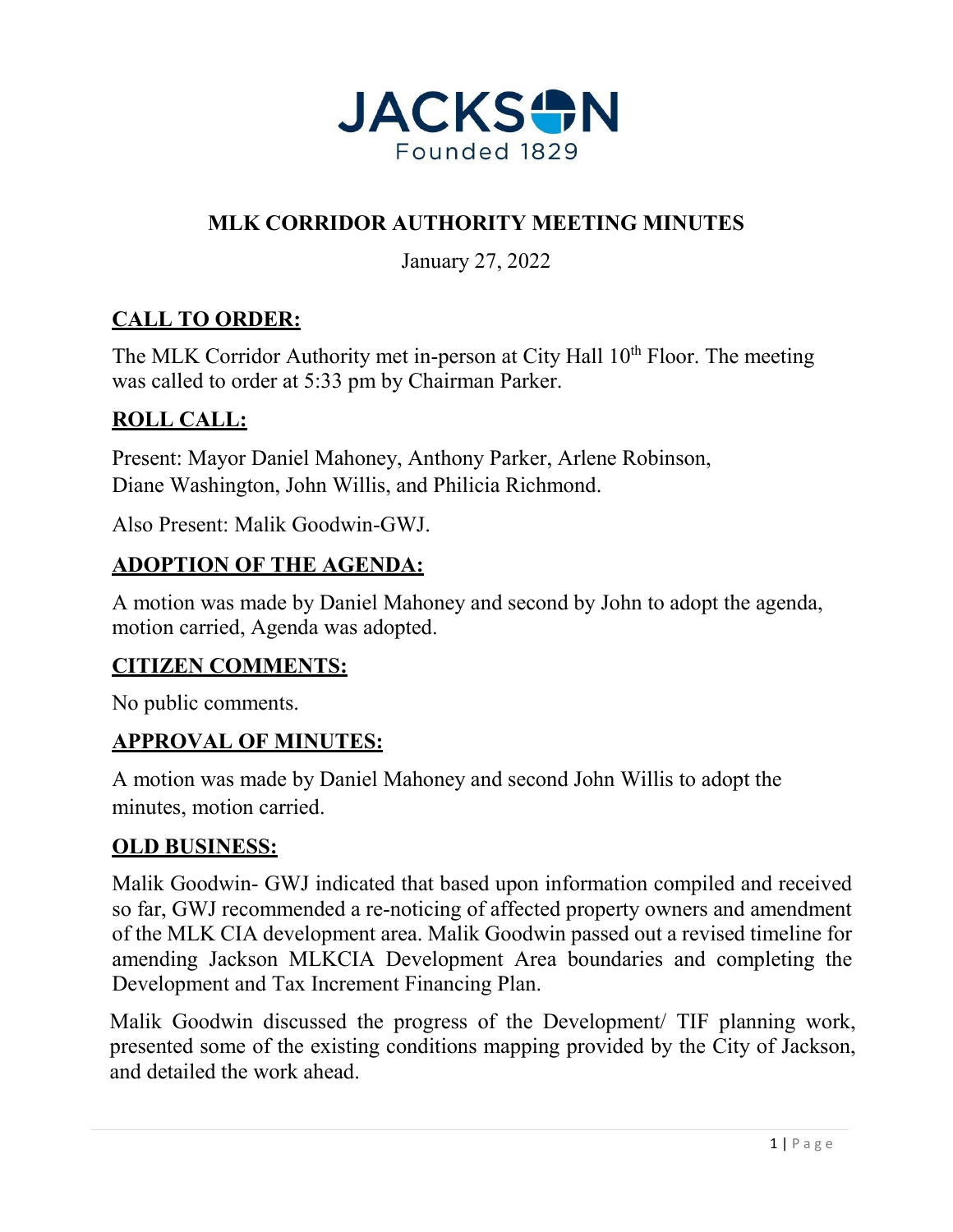JACKSON

Founded 1829

# MLK CORRIDOR AUTHORITY MEETING MINUTES

January 27, 2022

## CALL TO ORDER:

The MLK Corridor Authority met in-person at City Hall 10th Floor. The meeting was called to order at 5:33 pm by Chairman Parker.

## ROLL CALL:

Present: Mayor Daniel Mahoney, Anthony Parker, Arlene Robinson, Diane Washington, John Willis, and Philicia Richmond.

Also Present: Malik Goodwin-GWJ.

## ADOPTION OF THE AGENDA:

A motion was made by Daniel Mahoney and second by John to adopt the agenda, motion carried, Agenda was adopted.

## CITIZEN COMMENTS:

No public comments.

## APPROVAL OF MINUTES:

A motion was made by Daniel Mahoney and second John Willis to adopt the minutes, motion carried.

## OLD BUSINESS:

Malik Goodwin- GWJ indicated that based upon information compiled and received so far, GWJ recommended a re-noticing of affected property owners and amendment of the MLK CIA development area. Malik Goodwin passed out a revised timeline for amending Jackson MLKCIA Development Area boundaries and completing the Development and Tax Increment Financing Plan.

Malik Goodwin discussed the progress of the Development/ TIF planning work, presented some of the existing conditions mapping provided by the City of Jackson, and detailed the work ahead.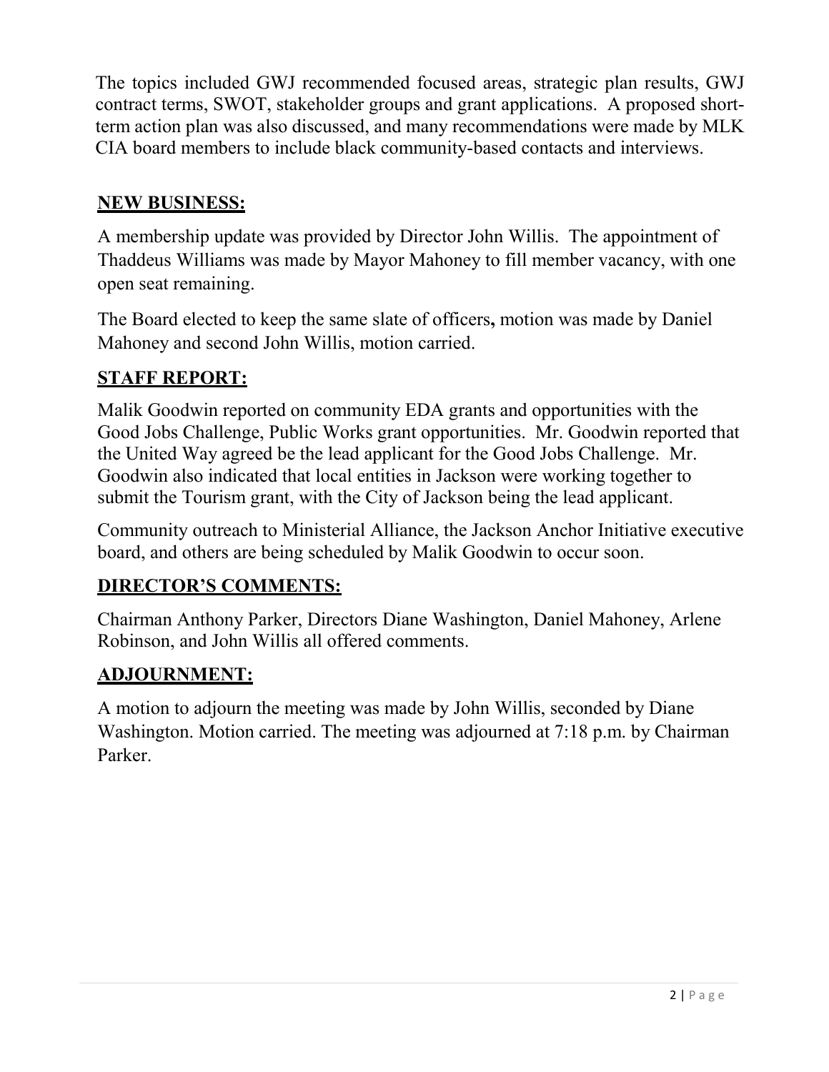The topics included GWJ recommended focused areas, strategic plan results, GWJ contract terms, SWOT, stakeholder groups and grant applications. A proposed short-term action plan was also discussed, and many recommendations were made by MLK CIA board members to include black community-based contacts and interviews.

## NEW BUSINESS:

A membership update was provided by Director John Willis. The appointment of Thaddeus Williams was made by Mayor Mahoney to fill member vacancy, with one open seat remaining.

The Board elected to keep the same slate of officers**,** motion was made by Daniel Mahoney and second John Willis, motion carried.

## STAFF REPORT:

Malik Goodwin reported on community EDA grants and opportunities with the Good Jobs Challenge, Public Works grant opportunities. Mr. Goodwin reported that the United Way agreed be the lead applicant for the Good Jobs Challenge. Mr. Goodwin also indicated that local entities in Jackson were working together to submit the Tourism grant, with the City of Jackson being the lead applicant.

Community outreach to Ministerial Alliance, the Jackson Anchor Initiative executive board, and others are being scheduled by Malik Goodwin to occur soon.

## DIRECTOR'S COMMENTS:

Chairman Anthony Parker, Directors Diane Washington, Daniel Mahoney, Arlene Robinson, and John Willis all offered comments.

## ADJOURNMENT:

A motion to adjourn the meeting was made by John Willis, seconded by Diane Washington. Motion carried. The meeting was adjourned at 7:18 p.m. by Chairman Parker.